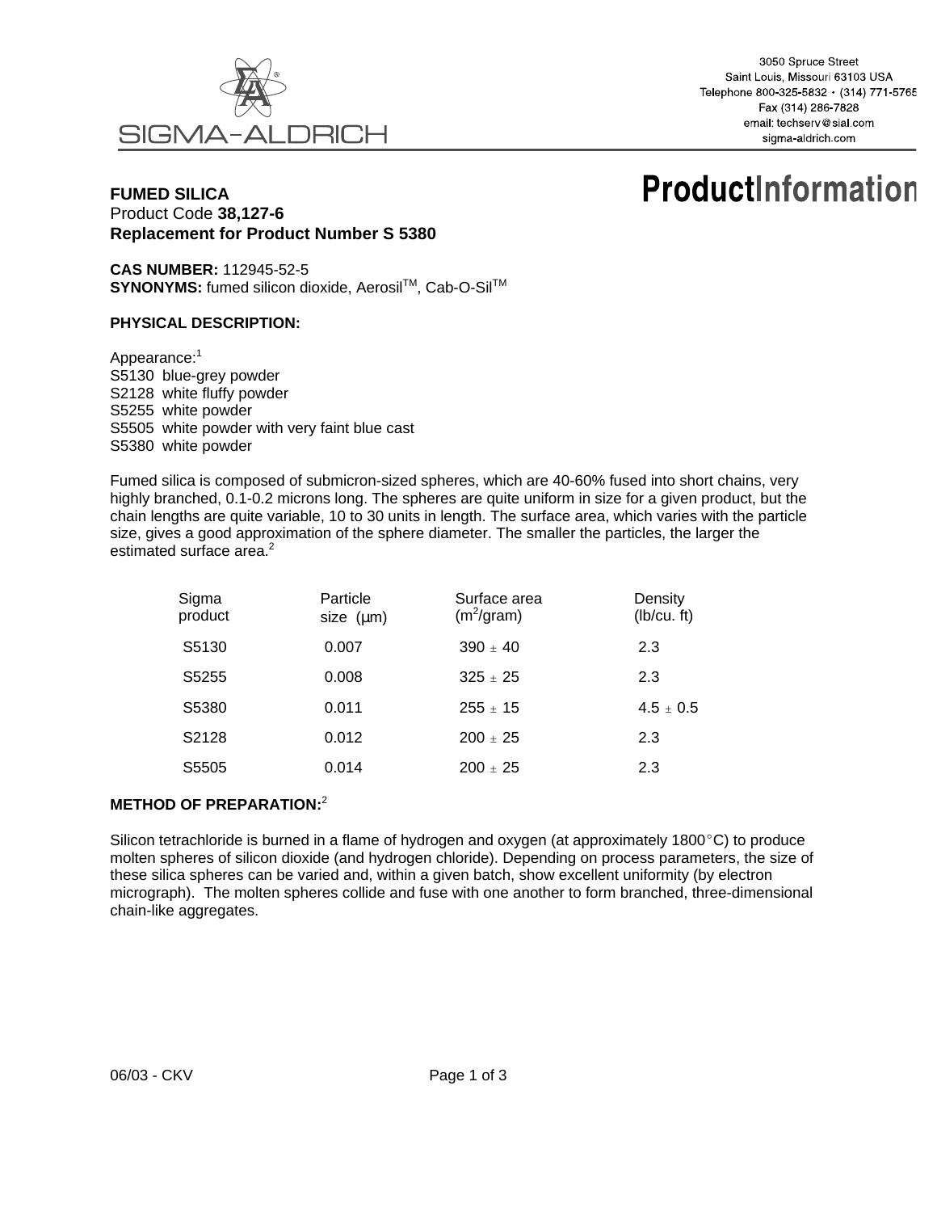SIGMA-ALDRICH

3050 Spruce Street
Saint Louis, Missouri 63103 USA
Telephone 800-325-5832 • (314) 771-5765
Fax (314) 286-7828
email: techserv@sial.com
sigma-aldrich.com

# ProductInformation

**FUMED SILICA**
Product Code **38,127-6**
**Replacement for Product Number S 5380**

**CAS NUMBER:** 112945-52-5
**SYNONYMS:** fumed silicon dioxide, Aerosil™, Cab-O-Sil™

**PHYSICAL DESCRIPTION:**

Appearance:[1]
S5130 blue-grey powder
S2128 white fluffy powder
S5255 white powder
S5505 white powder with very faint blue cast
S5380 white powder

Fumed silica is composed of submicron-sized spheres, which are 40-60% fused into short chains, very highly branched, 0.1-0.2 microns long. The spheres are quite uniform in size for a given product, but the chain lengths are quite variable, 10 to 30 units in length. The surface area, which varies with the particle size, gives a good approximation of the sphere diameter. The smaller the particles, the larger the estimated surface area.[2]

| Sigma product | Particle size (µm) | Surface area ($m^2$/gram) | Density (lb/cu. ft) |
|---|---|---|---|
| S5130 | 0.007 | 390 ± 40 | 2.3 |
| S5255 | 0.008 | 325 ± 25 | 2.3 |
| S5380 | 0.011 | 255 ± 15 | 4.5 ± 0.5 |
| S2128 | 0.012 | 200 ± 25 | 2.3 |
| S5505 | 0.014 | 200 ± 25 | 2.3 |

**METHOD OF PREPARATION:**[2]

Silicon tetrachloride is burned in a flame of hydrogen and oxygen (at approximately 1800°C) to produce molten spheres of silicon dioxide (and hydrogen chloride). Depending on process parameters, the size of these silica spheres can be varied and, within a given batch, show excellent uniformity (by electron micrograph). The molten spheres collide and fuse with one another to form branched, three-dimensional chain-like aggregates.

06/03 - CKV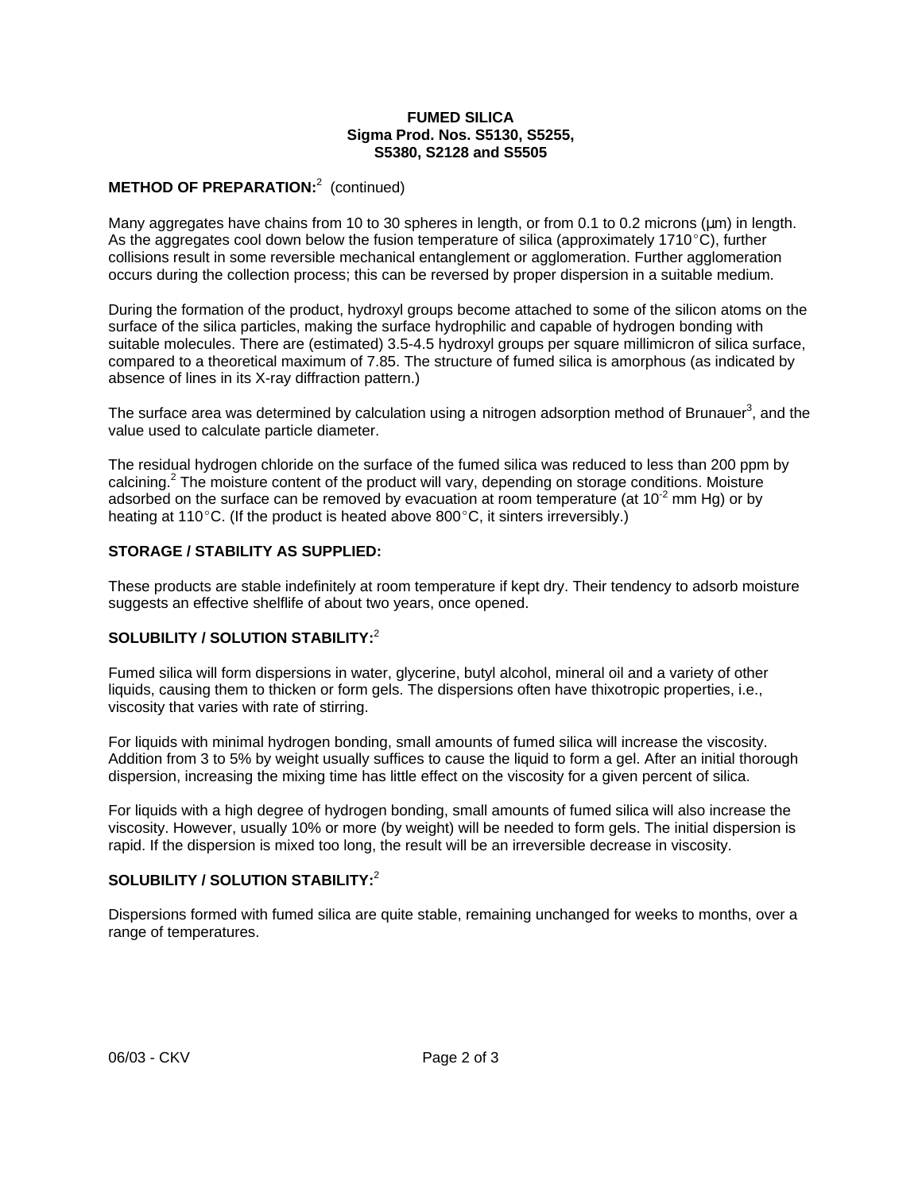**FUMED SILICA**
**Sigma Prod. Nos. S5130, S5255, S5380, S2128 and S5505**

**METHOD OF PREPARATION:**[2] (continued)

Many aggregates have chains from 10 to 30 spheres in length, or from 0.1 to 0.2 microns (μm) in length. As the aggregates cool down below the fusion temperature of silica (approximately 1710°C), further collisions result in some reversible mechanical entanglement or agglomeration. Further agglomeration occurs during the collection process; this can be reversed by proper dispersion in a suitable medium.

During the formation of the product, hydroxyl groups become attached to some of the silicon atoms on the surface of the silica particles, making the surface hydrophilic and capable of hydrogen bonding with suitable molecules. There are (estimated) 3.5-4.5 hydroxyl groups per square millimicron of silica surface, compared to a theoretical maximum of 7.85. The structure of fumed silica is amorphous (as indicated by absence of lines in its X-ray diffraction pattern.)

The surface area was determined by calculation using a nitrogen adsorption method of Brunauer[3], and the value used to calculate particle diameter.

The residual hydrogen chloride on the surface of the fumed silica was reduced to less than 200 ppm by calcining.[2] The moisture content of the product will vary, depending on storage conditions. Moisture adsorbed on the surface can be removed by evacuation at room temperature (at $10^{-2}$ mm Hg) or by heating at 110°C. (If the product is heated above 800°C, it sinters irreversibly.)

**STORAGE / STABILITY AS SUPPLIED:**

These products are stable indefinitely at room temperature if kept dry. Their tendency to adsorb moisture suggests an effective shelflife of about two years, once opened.

**SOLUBILITY / SOLUTION STABILITY:**[2]

Fumed silica will form dispersions in water, glycerine, butyl alcohol, mineral oil and a variety of other liquids, causing them to thicken or form gels. The dispersions often have thixotropic properties, i.e., viscosity that varies with rate of stirring.

For liquids with minimal hydrogen bonding, small amounts of fumed silica will increase the viscosity. Addition from 3 to 5% by weight usually suffices to cause the liquid to form a gel. After an initial thorough dispersion, increasing the mixing time has little effect on the viscosity for a given percent of silica.

For liquids with a high degree of hydrogen bonding, small amounts of fumed silica will also increase the viscosity. However, usually 10% or more (by weight) will be needed to form gels. The initial dispersion is rapid. If the dispersion is mixed too long, the result will be an irreversible decrease in viscosity.

**SOLUBILITY / SOLUTION STABILITY:**[2]

Dispersions formed with fumed silica are quite stable, remaining unchanged for weeks to months, over a range of temperatures.

06/03 - CKV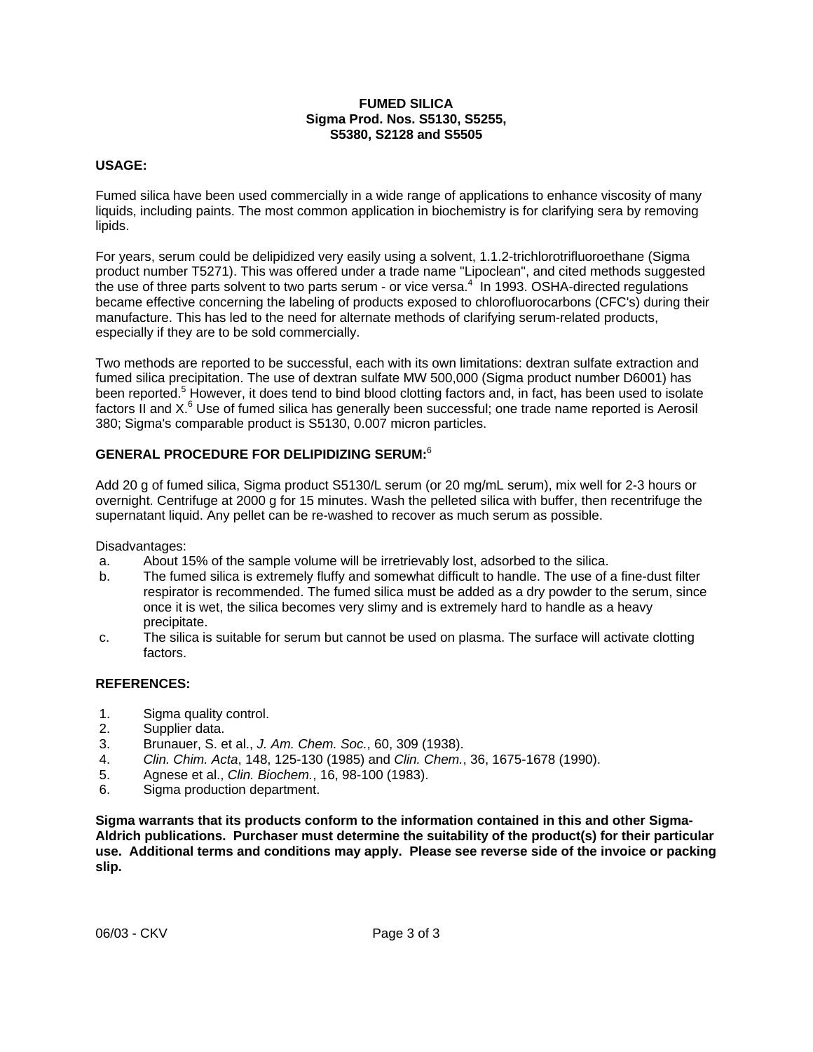**FUMED SILICA**
**Sigma Prod. Nos. S5130, S5255, S5380, S2128 and S5505**

## USAGE:

Fumed silica have been used commercially in a wide range of applications to enhance viscosity of many liquids, including paints. The most common application in biochemistry is for clarifying sera by removing lipids.

For years, serum could be delipidized very easily using a solvent, 1.1.2-trichlorotrifluoroethane (Sigma product number T5271). This was offered under a trade name "Lipoclean", and cited methods suggested the use of three parts solvent to two parts serum - or vice versa.[4] In 1993. OSHA-directed regulations became effective concerning the labeling of products exposed to chlorofluorocarbons (CFC's) during their manufacture. This has led to the need for alternate methods of clarifying serum-related products, especially if they are to be sold commercially.

Two methods are reported to be successful, each with its own limitations: dextran sulfate extraction and fumed silica precipitation. The use of dextran sulfate MW 500,000 (Sigma product number D6001) has been reported.[5] However, it does tend to bind blood clotting factors and, in fact, has been used to isolate factors II and X.[6] Use of fumed silica has generally been successful; one trade name reported is Aerosil 380; Sigma's comparable product is S5130, 0.007 micron particles.

## GENERAL PROCEDURE FOR DELIPIDIZING SERUM:[6]

Add 20 g of fumed silica, Sigma product S5130/L serum (or 20 mg/mL serum), mix well for 2-3 hours or overnight. Centrifuge at 2000 g for 15 minutes. Wash the pelleted silica with buffer, then recentrifuge the supernatant liquid. Any pellet can be re-washed to recover as much serum as possible.

Disadvantages:

a. About 15% of the sample volume will be irretrievably lost, adsorbed to the silica.
b. The fumed silica is extremely fluffy and somewhat difficult to handle. The use of a fine-dust filter respirator is recommended. The fumed silica must be added as a dry powder to the serum, since once it is wet, the silica becomes very slimy and is extremely hard to handle as a heavy precipitate.
c. The silica is suitable for serum but cannot be used on plasma. The surface will activate clotting factors.

## REFERENCES:

1. Sigma quality control.
2. Supplier data.
3. Brunauer, S. et al., *J. Am. Chem. Soc.*, 60, 309 (1938).
4. *Clin. Chim. Acta*, 148, 125-130 (1985) and *Clin. Chem.*, 36, 1675-1678 (1990).
5. Agnese et al., *Clin. Biochem.*, 16, 98-100 (1983).
6. Sigma production department.

**Sigma warrants that its products conform to the information contained in this and other Sigma-Aldrich publications. Purchaser must determine the suitability of the product(s) for their particular use. Additional terms and conditions may apply. Please see reverse side of the invoice or packing slip.**

06/03 - CKV